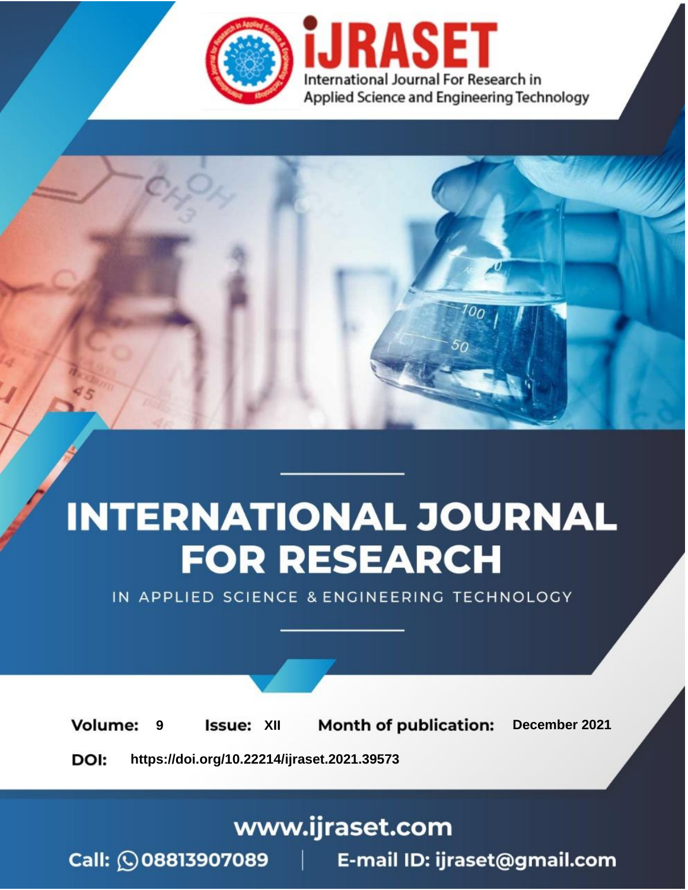# INTERNATIONAL JOURNAL FOR RESEARCH

IN APPLIED SCIENCE & ENGINEERING TECHNOLOGY

**Volume:** 9 **Issue:** XII **Month of publication:** December 2021

**DOI:** https://doi.org/10.22214/ijraset.2021.39573

www.ijraset.com

Call: 08813907089 | E-mail ID: ijraset@gmail.com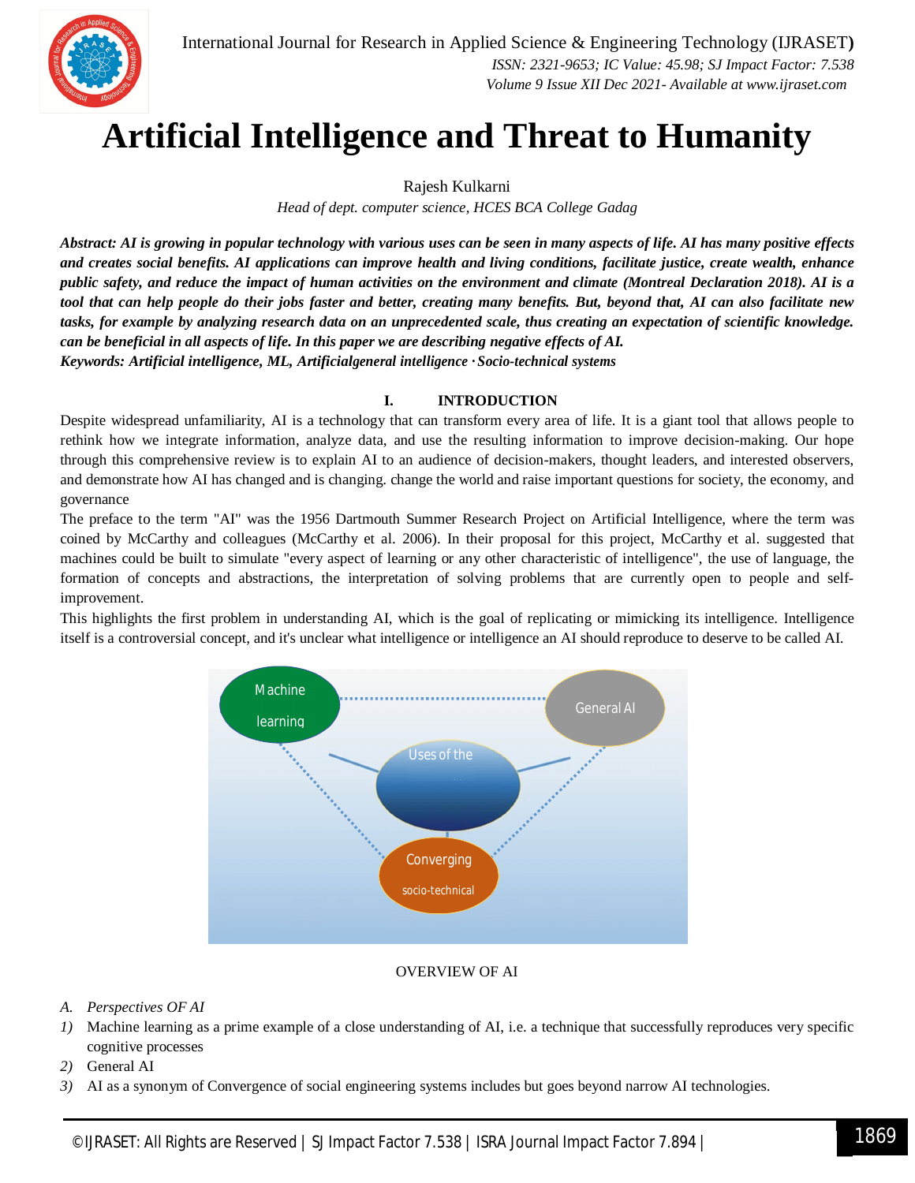# Artificial Intelligence and Threat to Humanity

Rajesh Kulkarni

*Head of dept. computer science, HCES BCA College Gadag*

***Abstract:** AI is growing in popular technology with various uses can be seen in many aspects of life. AI has many positive effects and creates social benefits. AI applications can improve health and living conditions, facilitate justice, create wealth, enhance public safety, and reduce the impact of human activities on the environment and climate (Montreal Declaration 2018). AI is a tool that can help people do their jobs faster and better, creating many benefits. But, beyond that, AI can also facilitate new tasks, for example by analyzing research data on an unprecedented scale, thus creating an expectation of scientific knowledge. can be beneficial in all aspects of life. In this paper we are describing negative effects of AI.*

***Keywords:** Artificial intelligence, ML, Artificialgeneral intelligence ·Socio-technical systems*

## I. INTRODUCTION

Despite widespread unfamiliarity, AI is a technology that can transform every area of life. It is a giant tool that allows people to rethink how we integrate information, analyze data, and use the resulting information to improve decision-making. Our hope through this comprehensive review is to explain AI to an audience of decision-makers, thought leaders, and interested observers, and demonstrate how AI has changed and is changing. change the world and raise important questions for society, the economy, and governance

The preface to the term "AI" was the 1956 Dartmouth Summer Research Project on Artificial Intelligence, where the term was coined by McCarthy and colleagues (McCarthy et al. 2006). In their proposal for this project, McCarthy et al. suggested that machines could be built to simulate "every aspect of learning or any other characteristic of intelligence", the use of language, the formation of concepts and abstractions, the interpretation of solving problems that are currently open to people and self-improvement.

This highlights the first problem in understanding AI, which is the goal of replicating or mimicking its intelligence. Intelligence itself is a controversial concept, and it's unclear what intelligence or intelligence an AI should reproduce to deserve to be called AI.

OVERVIEW OF AI

### A. Perspectives OF AI

1) Machine learning as a prime example of a close understanding of AI, i.e. a technique that successfully reproduces very specific cognitive processes
2) General AI
3) AI as a synonym of Convergence of social engineering systems includes but goes beyond narrow AI technologies.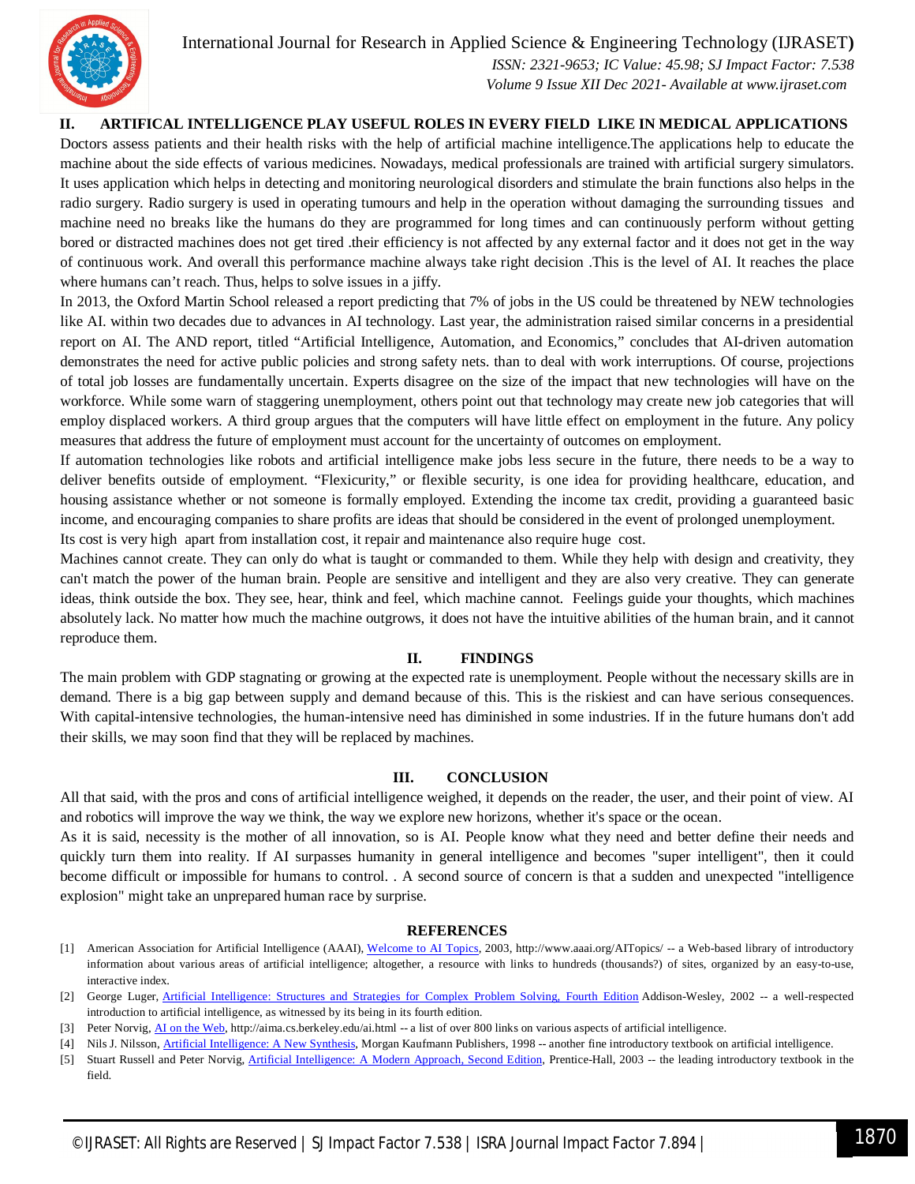## II. ARTIFICAL INTELLIGENCE PLAY USEFUL ROLES IN EVERY FIELD LIKE IN MEDICAL APPLICATIONS

Doctors assess patients and their health risks with the help of artificial machine intelligence.The applications help to educate the machine about the side effects of various medicines. Nowadays, medical professionals are trained with artificial surgery simulators. It uses application which helps in detecting and monitoring neurological disorders and stimulate the brain functions also helps in the radio surgery. Radio surgery is used in operating tumours and help in the operation without damaging the surrounding tissues and machine need no breaks like the humans do they are programmed for long times and can continuously perform without getting bored or distracted machines does not get tired .their efficiency is not affected by any external factor and it does not get in the way of continuous work. And overall this performance machine always take right decision .This is the level of AI. It reaches the place where humans can't reach. Thus, helps to solve issues in a jiffy.

In 2013, the Oxford Martin School released a report predicting that 7% of jobs in the US could be threatened by NEW technologies like AI. within two decades due to advances in AI technology. Last year, the administration raised similar concerns in a presidential report on AI. The AND report, titled "Artificial Intelligence, Automation, and Economics," concludes that AI-driven automation demonstrates the need for active public policies and strong safety nets. than to deal with work interruptions. Of course, projections of total job losses are fundamentally uncertain. Experts disagree on the size of the impact that new technologies will have on the workforce. While some warn of staggering unemployment, others point out that technology may create new job categories that will employ displaced workers. A third group argues that the computers will have little effect on employment in the future. Any policy measures that address the future of employment must account for the uncertainty of outcomes on employment.

If automation technologies like robots and artificial intelligence make jobs less secure in the future, there needs to be a way to deliver benefits outside of employment. "Flexicurity," or flexible security, is one idea for providing healthcare, education, and housing assistance whether or not someone is formally employed. Extending the income tax credit, providing a guaranteed basic income, and encouraging companies to share profits are ideas that should be considered in the event of prolonged unemployment.

Its cost is very high apart from installation cost, it repair and maintenance also require huge cost.

Machines cannot create. They can only do what is taught or commanded to them. While they help with design and creativity, they can't match the power of the human brain. People are sensitive and intelligent and they are also very creative. They can generate ideas, think outside the box. They see, hear, think and feel, which machine cannot. Feelings guide your thoughts, which machines absolutely lack. No matter how much the machine outgrows, it does not have the intuitive abilities of the human brain, and it cannot reproduce them.

## II. FINDINGS

The main problem with GDP stagnating or growing at the expected rate is unemployment. People without the necessary skills are in demand. There is a big gap between supply and demand because of this. This is the riskiest and can have serious consequences. With capital-intensive technologies, the human-intensive need has diminished in some industries. If in the future humans don't add their skills, we may soon find that they will be replaced by machines.

## III. CONCLUSION

All that said, with the pros and cons of artificial intelligence weighed, it depends on the reader, the user, and their point of view. AI and robotics will improve the way we think, the way we explore new horizons, whether it's space or the ocean.

As it is said, necessity is the mother of all innovation, so is AI. People know what they need and better define their needs and quickly turn them into reality. If AI surpasses humanity in general intelligence and becomes "super intelligent", then it could become difficult or impossible for humans to control. . A second source of concern is that a sudden and unexpected "intelligence explosion" might take an unprepared human race by surprise.

## REFERENCES

[1] American Association for Artificial Intelligence (AAAI), Welcome to AI Topics, 2003, http://www.aaai.org/AITopics/ -- a Web-based library of introductory information about various areas of artificial intelligence; altogether, a resource with links to hundreds (thousands?) of sites, organized by an easy-to-use, interactive index.

[2] George Luger, Artificial Intelligence: Structures and Strategies for Complex Problem Solving, Fourth Edition Addison-Wesley, 2002 -- a well-respected introduction to artificial intelligence, as witnessed by its being in its fourth edition.

[3] Peter Norvig, AI on the Web, http://aima.cs.berkeley.edu/ai.html -- a list of over 800 links on various aspects of artificial intelligence.

[4] Nils J. Nilsson, Artificial Intelligence: A New Synthesis, Morgan Kaufmann Publishers, 1998 -- another fine introductory textbook on artificial intelligence.

[5] Stuart Russell and Peter Norvig, Artificial Intelligence: A Modern Approach, Second Edition, Prentice-Hall, 2003 -- the leading introductory textbook in the field.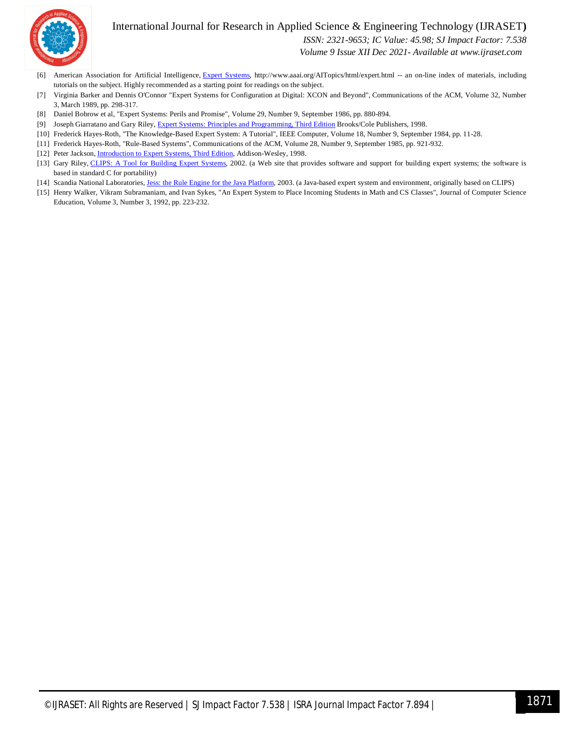[6] American Association for Artificial Intelligence, Expert Systems, http://www.aaai.org/AITopics/html/expert.html -- an on-line index of materials, including tutorials on the subject. Highly recommended as a starting point for readings on the subject.

[7] Virginia Barker and Dennis O'Connor "Expert Systems for Configuration at Digital: XCON and Beyond", Communications of the ACM, Volume 32, Number 3, March 1989, pp. 298-317.

[8] Daniel Bobrow et al, "Expert Systems: Perils and Promise", Volume 29, Number 9, September 1986, pp. 880-894.

[9] Joseph Giarratano and Gary Riley, Expert Systems: Principles and Programming, Third Edition Brooks/Cole Publishers, 1998.

[10] Frederick Hayes-Roth, "The Knowledge-Based Expert System: A Tutorial", IEEE Computer, Volume 18, Number 9, September 1984, pp. 11-28.

[11] Frederick Hayes-Roth, "Rule-Based Systems", Communications of the ACM, Volume 28, Number 9, September 1985, pp. 921-932.

[12] Peter Jackson, Introduction to Expert Systems, Third Edition, Addison-Wesley, 1998.

[13] Gary Riley, CLIPS: A Tool for Building Expert Systems, 2002. (a Web site that provides software and support for building expert systems; the software is based in standard C for portability)

[14] Scandia National Laboratories, Jess: the Rule Engine for the Java Platform, 2003. (a Java-based expert system and environment, originally based on CLIPS)

[15] Henry Walker, Vikram Subramaniam, and Ivan Sykes, "An Expert System to Place Incoming Students in Math and CS Classes", Journal of Computer Science Education, Volume 3, Number 3, 1992, pp. 223-232.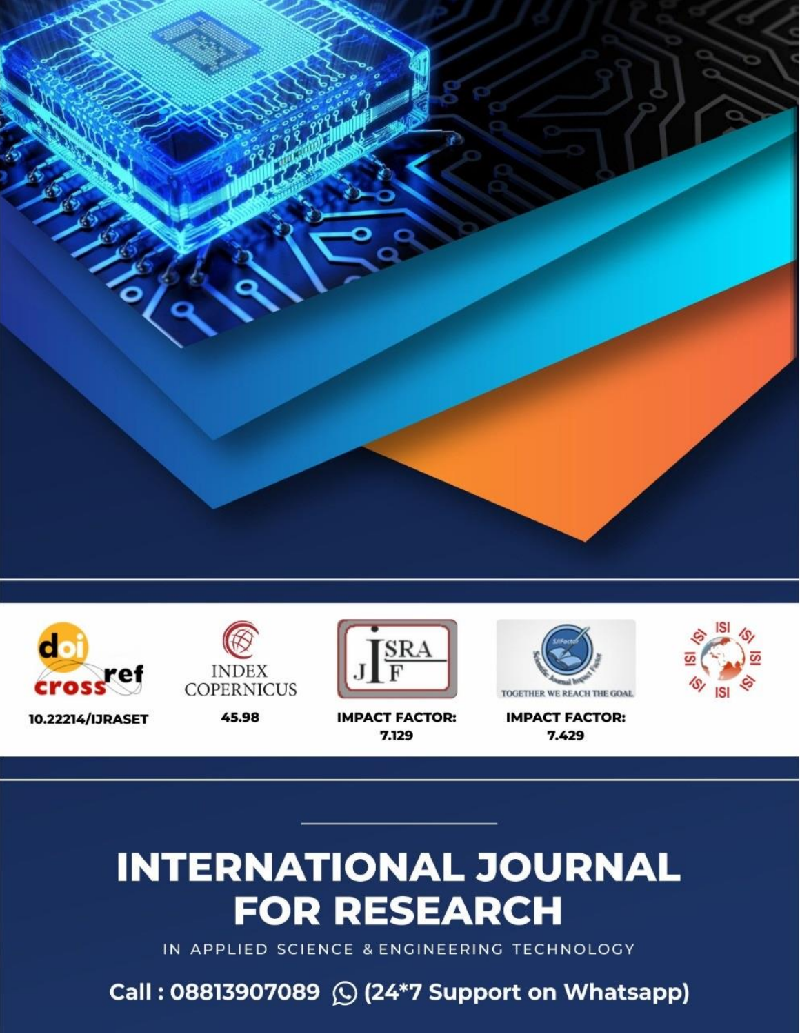10.22214/IJRASET

INDEX COPERNICUS

45.98

IMPACT FACTOR: 7.129

IMPACT FACTOR: 7.429

# INTERNATIONAL JOURNAL FOR RESEARCH

IN APPLIED SCIENCE & ENGINEERING TECHNOLOGY

Call : 08813907089 (24*7 Support on Whatsapp)